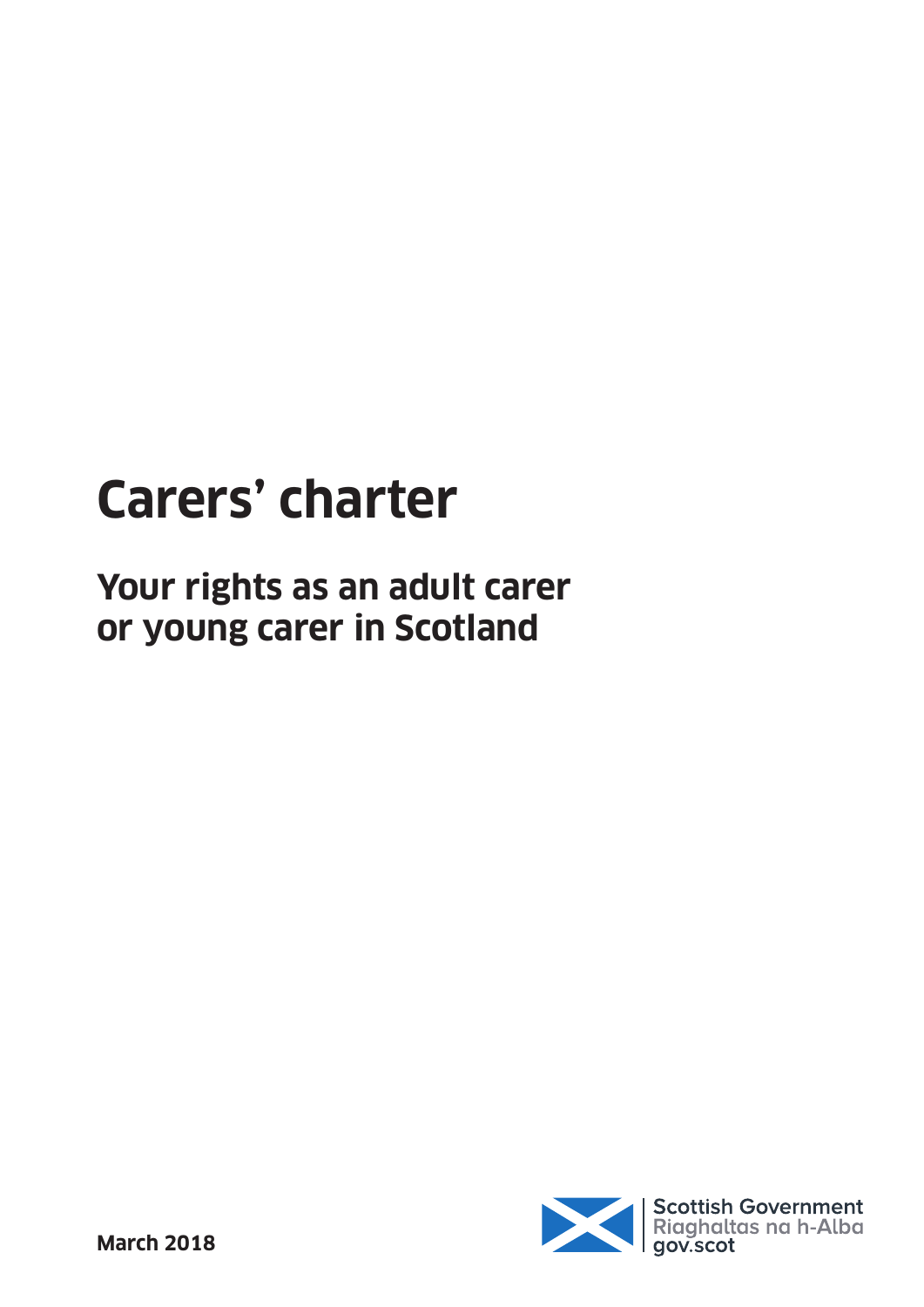# Carers' charter

## Your rights as an adult carer or young carer in Scotland

March 2018

Scottish Government
Riaghaltas na h-Alba
gov.scot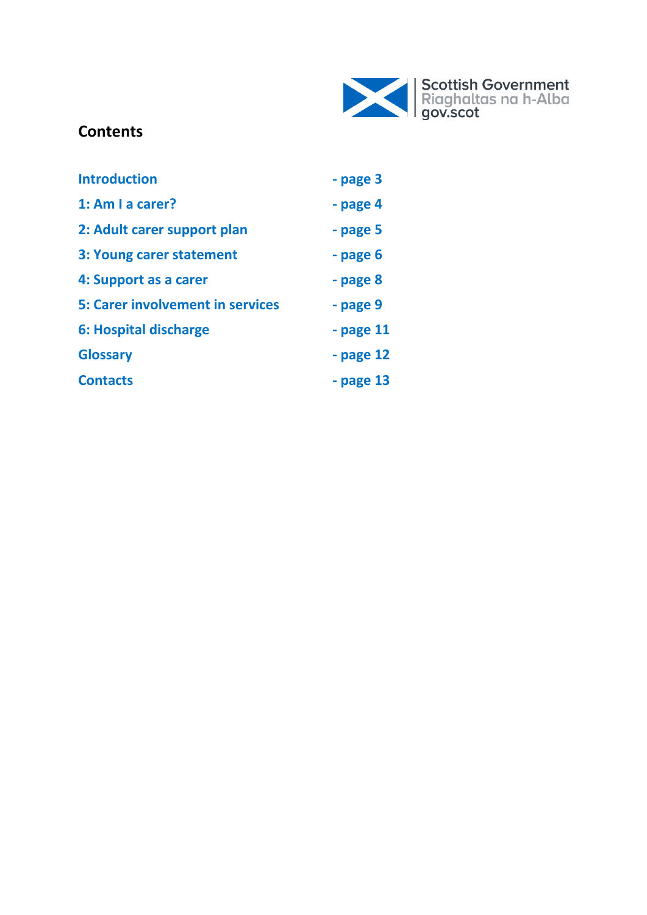## Contents

| | |
|---|---|
| Introduction | - page 3 |
| 1: Am I a carer? | - page 4 |
| 2: Adult carer support plan | - page 5 |
| 3: Young carer statement | - page 6 |
| 4: Support as a carer | - page 8 |
| 5: Carer involvement in services | - page 9 |
| 6: Hospital discharge | - page 11 |
| Glossary | - page 12 |
| Contacts | - page 13 |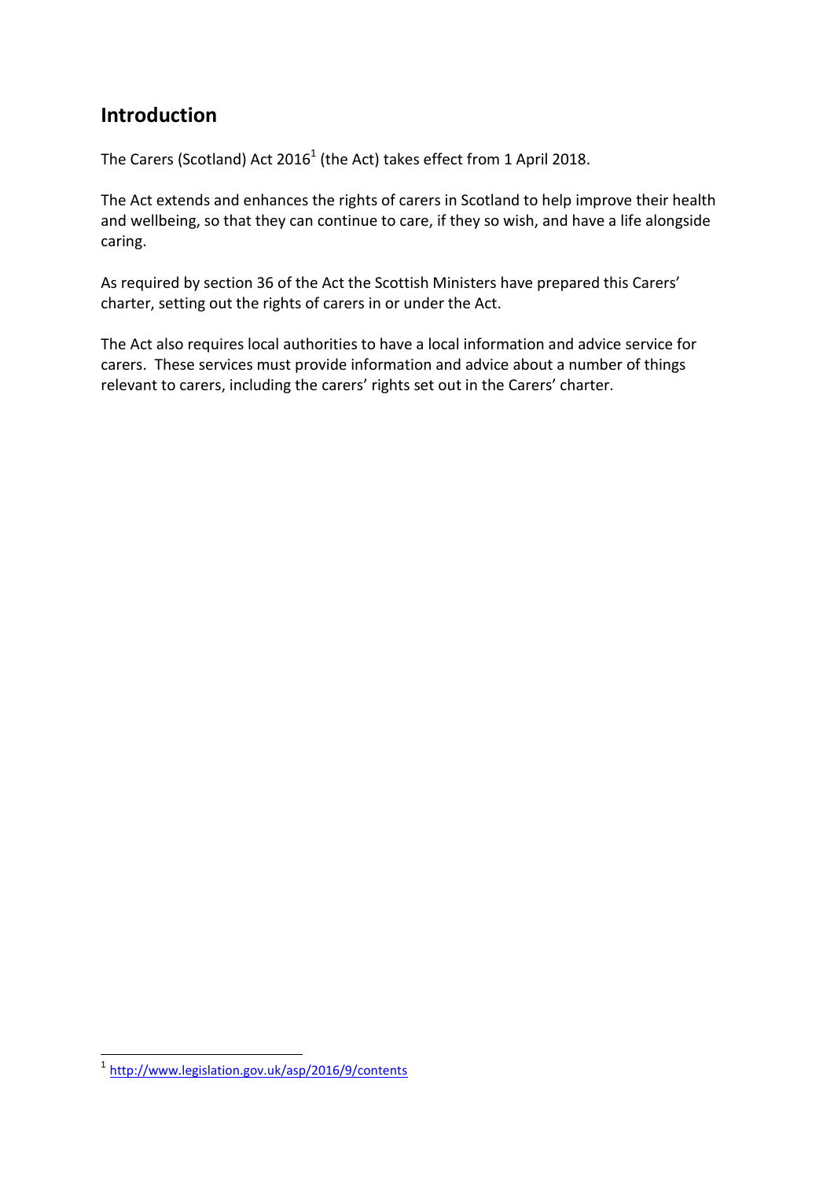## Introduction

The Carers (Scotland) Act 2016[1] (the Act) takes effect from 1 April 2018.

The Act extends and enhances the rights of carers in Scotland to help improve their health and wellbeing, so that they can continue to care, if they so wish, and have a life alongside caring.

As required by section 36 of the Act the Scottish Ministers have prepared this Carers' charter, setting out the rights of carers in or under the Act.

The Act also requires local authorities to have a local information and advice service for carers. These services must provide information and advice about a number of things relevant to carers, including the carers' rights set out in the Carers' charter.

[1] http://www.legislation.gov.uk/asp/2016/9/contents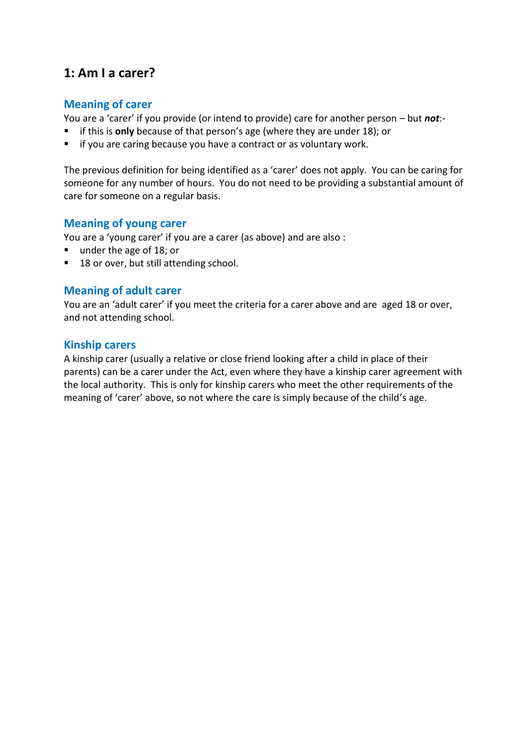## 1: Am I a carer?

### Meaning of carer

You are a 'carer' if you provide (or intend to provide) care for another person – but ***not***:-

- if this is **only** because of that person's age (where they are under 18); or
- if you are caring because you have a contract or as voluntary work.

The previous definition for being identified as a 'carer' does not apply. You can be caring for someone for any number of hours. You do not need to be providing a substantial amount of care for someone on a regular basis.

### Meaning of young carer

You are a 'young carer' if you are a carer (as above) and are also :

- under the age of 18; or
- 18 or over, but still attending school.

### Meaning of adult carer

You are an 'adult carer' if you meet the criteria for a carer above and are aged 18 or over, and not attending school.

### Kinship carers

A kinship carer (usually a relative or close friend looking after a child in place of their parents) can be a carer under the Act, even where they have a kinship carer agreement with the local authority. This is only for kinship carers who meet the other requirements of the meaning of 'carer' above, so not where the care is simply because of the child's age.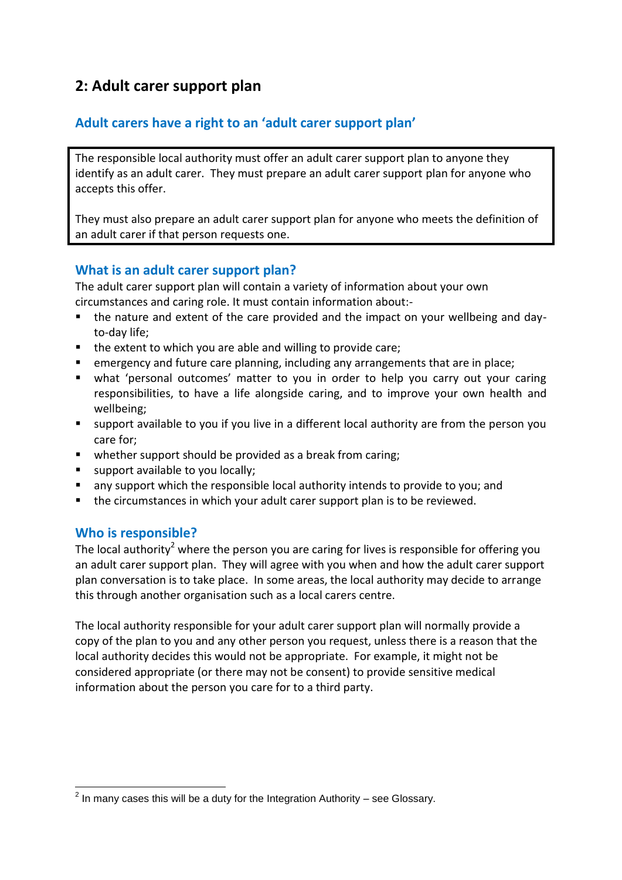## 2: Adult carer support plan

### Adult carers have a right to an 'adult carer support plan'

> The responsible local authority must offer an adult carer support plan to anyone they identify as an adult carer. They must prepare an adult carer support plan for anyone who accepts this offer.
>
> They must also prepare an adult carer support plan for anyone who meets the definition of an adult carer if that person requests one.

### What is an adult carer support plan?

The adult carer support plan will contain a variety of information about your own circumstances and caring role. It must contain information about:-

- the nature and extent of the care provided and the impact on your wellbeing and day-to-day life;
- the extent to which you are able and willing to provide care;
- emergency and future care planning, including any arrangements that are in place;
- what 'personal outcomes' matter to you in order to help you carry out your caring responsibilities, to have a life alongside caring, and to improve your own health and wellbeing;
- support available to you if you live in a different local authority are from the person you care for;
- whether support should be provided as a break from caring;
- support available to you locally;
- any support which the responsible local authority intends to provide to you; and
- the circumstances in which your adult carer support plan is to be reviewed.

### Who is responsible?

The local authority[2] where the person you are caring for lives is responsible for offering you an adult carer support plan. They will agree with you when and how the adult carer support plan conversation is to take place. In some areas, the local authority may decide to arrange this through another organisation such as a local carers centre.

The local authority responsible for your adult carer support plan will normally provide a copy of the plan to you and any other person you request, unless there is a reason that the local authority decides this would not be appropriate. For example, it might not be considered appropriate (or there may not be consent) to provide sensitive medical information about the person you care for to a third party.

[2] In many cases this will be a duty for the Integration Authority – see Glossary.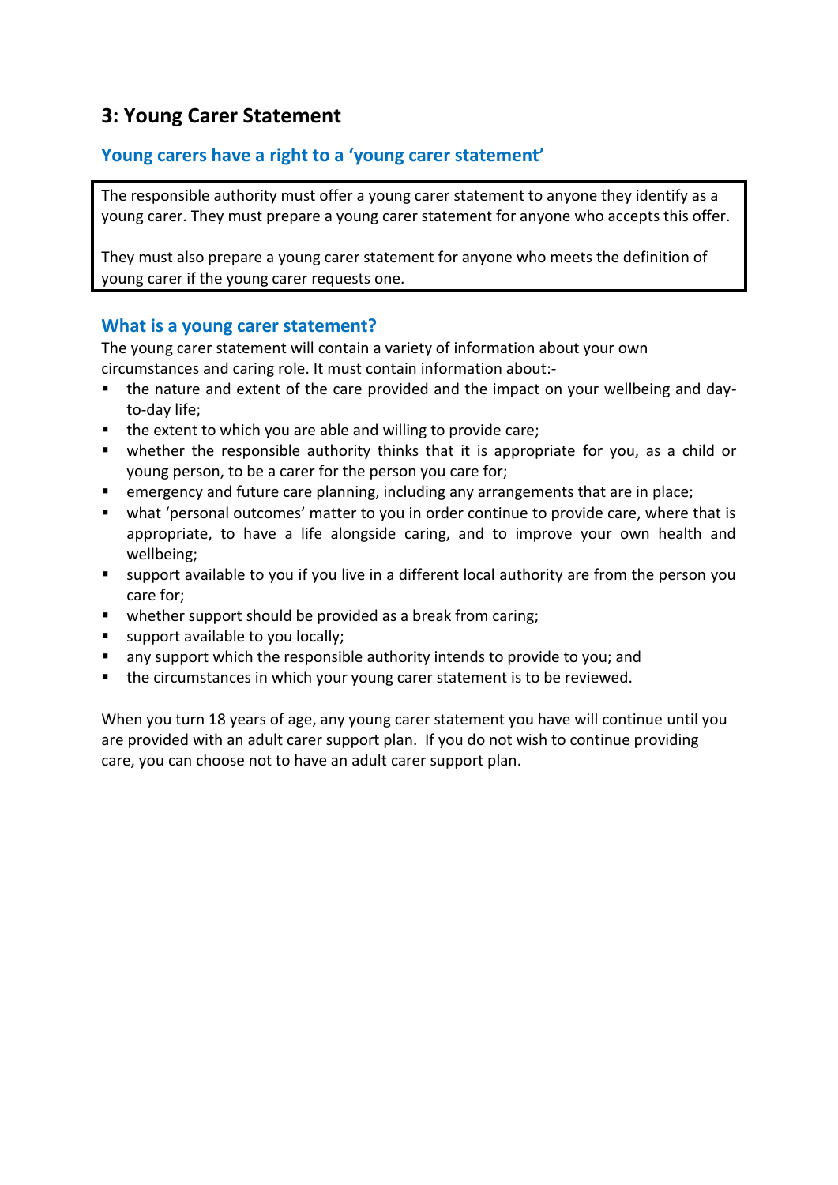## 3: Young Carer Statement

### Young carers have a right to a 'young carer statement'

> The responsible authority must offer a young carer statement to anyone they identify as a young carer. They must prepare a young carer statement for anyone who accepts this offer.
>
> They must also prepare a young carer statement for anyone who meets the definition of young carer if the young carer requests one.

### What is a young carer statement?

The young carer statement will contain a variety of information about your own circumstances and caring role. It must contain information about:-

- the nature and extent of the care provided and the impact on your wellbeing and day-to-day life;
- the extent to which you are able and willing to provide care;
- whether the responsible authority thinks that it is appropriate for you, as a child or young person, to be a carer for the person you care for;
- emergency and future care planning, including any arrangements that are in place;
- what 'personal outcomes' matter to you in order continue to provide care, where that is appropriate, to have a life alongside caring, and to improve your own health and wellbeing;
- support available to you if you live in a different local authority are from the person you care for;
- whether support should be provided as a break from caring;
- support available to you locally;
- any support which the responsible authority intends to provide to you; and
- the circumstances in which your young carer statement is to be reviewed.

When you turn 18 years of age, any young carer statement you have will continue until you are provided with an adult carer support plan. If you do not wish to continue providing care, you can choose not to have an adult carer support plan.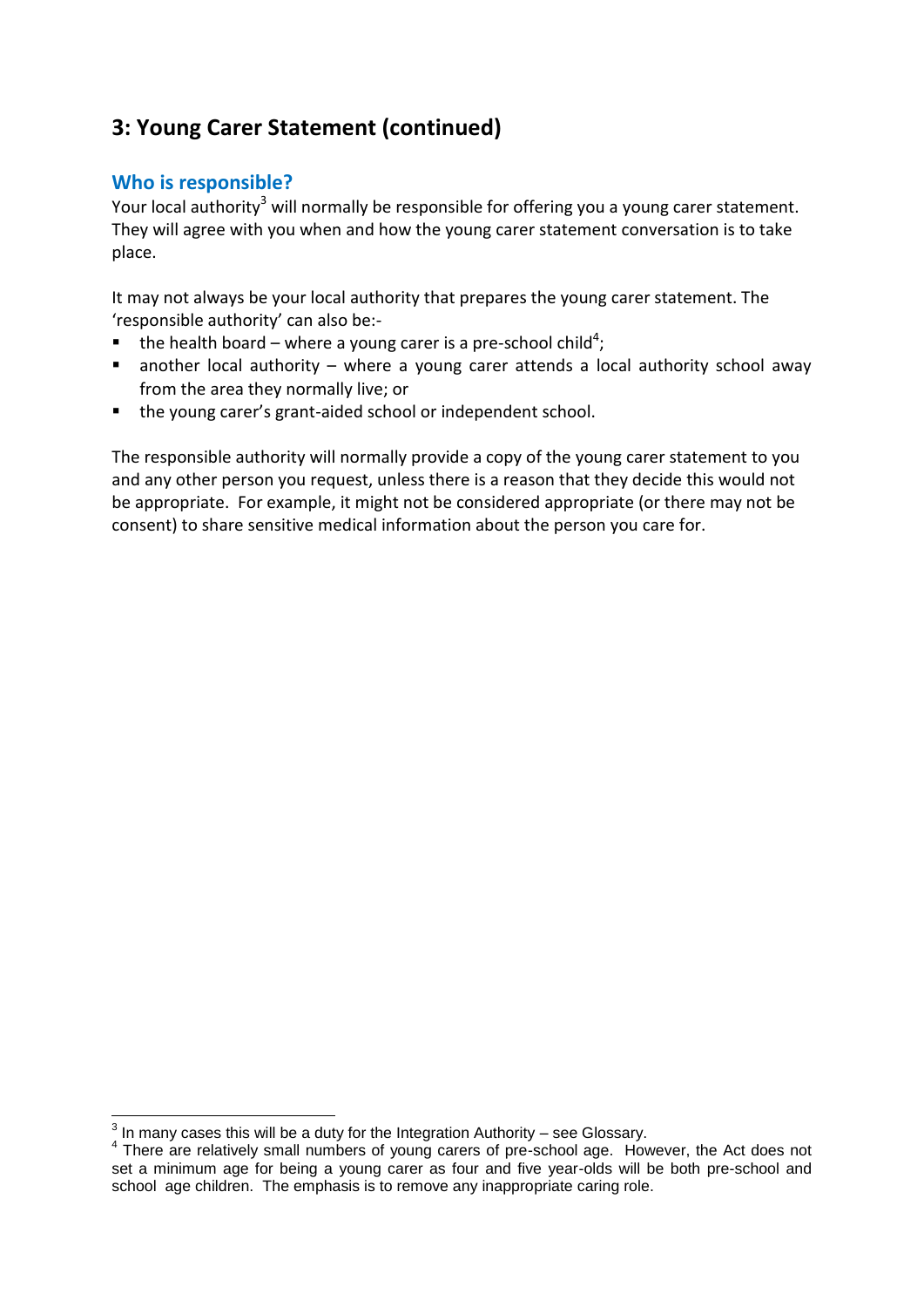## 3: Young Carer Statement (continued)

### Who is responsible?

Your local authority[3] will normally be responsible for offering you a young carer statement. They will agree with you when and how the young carer statement conversation is to take place.

It may not always be your local authority that prepares the young carer statement. The 'responsible authority' can also be:-

- the health board – where a young carer is a pre-school child[4];
- another local authority – where a young carer attends a local authority school away from the area they normally live; or
- the young carer's grant-aided school or independent school.

The responsible authority will normally provide a copy of the young carer statement to you and any other person you request, unless there is a reason that they decide this would not be appropriate. For example, it might not be considered appropriate (or there may not be consent) to share sensitive medical information about the person you care for.

---

[3] In many cases this will be a duty for the Integration Authority – see Glossary.

[4] There are relatively small numbers of young carers of pre-school age. However, the Act does not set a minimum age for being a young carer as four and five year-olds will be both pre-school and school age children. The emphasis is to remove any inappropriate caring role.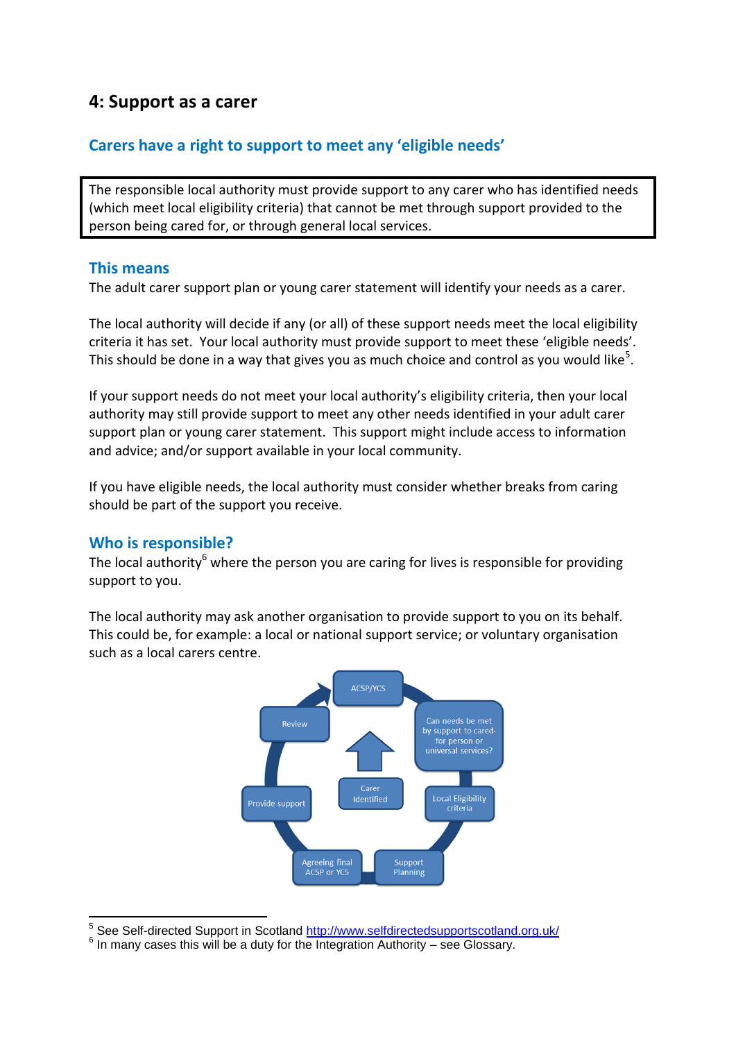## 4: Support as a carer

### Carers have a right to support to meet any 'eligible needs'

> The responsible local authority must provide support to any carer who has identified needs (which meet local eligibility criteria) that cannot be met through support provided to the person being cared for, or through general local services.

### This means

The adult carer support plan or young carer statement will identify your needs as a carer.

The local authority will decide if any (or all) of these support needs meet the local eligibility criteria it has set. Your local authority must provide support to meet these 'eligible needs'. This should be done in a way that gives you as much choice and control as you would like[5].

If your support needs do not meet your local authority's eligibility criteria, then your local authority may still provide support to meet any other needs identified in your adult carer support plan or young carer statement. This support might include access to information and advice; and/or support available in your local community.

If you have eligible needs, the local authority must consider whether breaks from caring should be part of the support you receive.

### Who is responsible?

The local authority[6] where the person you are caring for lives is responsible for providing support to you.

The local authority may ask another organisation to provide support to you on its behalf. This could be, for example: a local or national support service; or voluntary organisation such as a local carers centre.

Carer Identified → ACSP/YCS → Can needs be met by support to cared-for person or universal services? → Local Eligibility criteria → Support Planning → Agreeing final ACSP or YCS → Provide support → Review → ACSP/YCS

---

[5] See Self-directed Support in Scotland http://www.selfdirectedsupportscotland.org.uk/

[6] In many cases this will be a duty for the Integration Authority – see Glossary.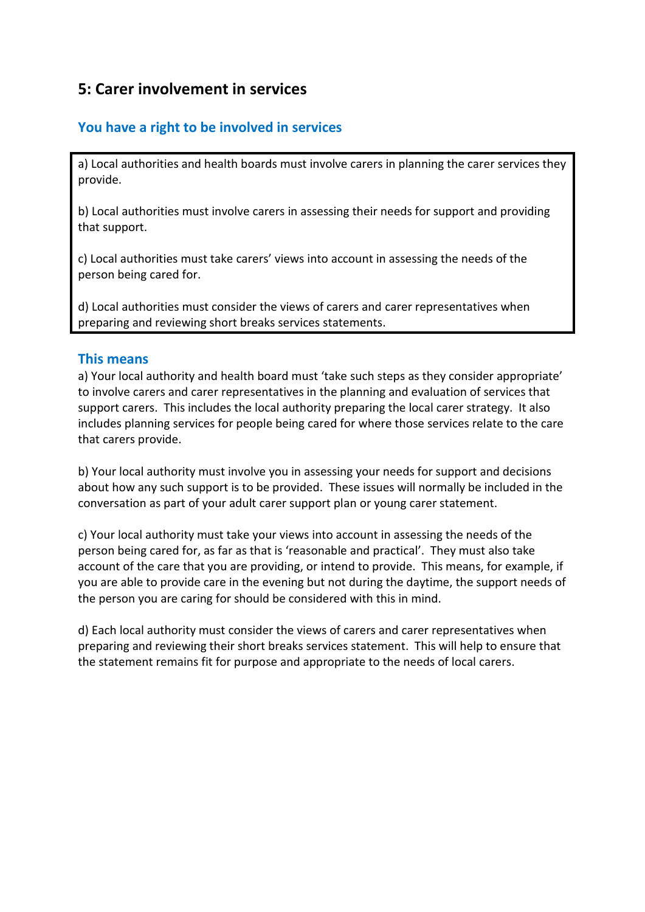## 5: Carer involvement in services

### You have a right to be involved in services

a) Local authorities and health boards must involve carers in planning the carer services they provide.

b) Local authorities must involve carers in assessing their needs for support and providing that support.

c) Local authorities must take carers' views into account in assessing the needs of the person being cared for.

d) Local authorities must consider the views of carers and carer representatives when preparing and reviewing short breaks services statements.

### This means

a) Your local authority and health board must 'take such steps as they consider appropriate' to involve carers and carer representatives in the planning and evaluation of services that support carers. This includes the local authority preparing the local carer strategy. It also includes planning services for people being cared for where those services relate to the care that carers provide.

b) Your local authority must involve you in assessing your needs for support and decisions about how any such support is to be provided. These issues will normally be included in the conversation as part of your adult carer support plan or young carer statement.

c) Your local authority must take your views into account in assessing the needs of the person being cared for, as far as that is 'reasonable and practical'. They must also take account of the care that you are providing, or intend to provide. This means, for example, if you are able to provide care in the evening but not during the daytime, the support needs of the person you are caring for should be considered with this in mind.

d) Each local authority must consider the views of carers and carer representatives when preparing and reviewing their short breaks services statement. This will help to ensure that the statement remains fit for purpose and appropriate to the needs of local carers.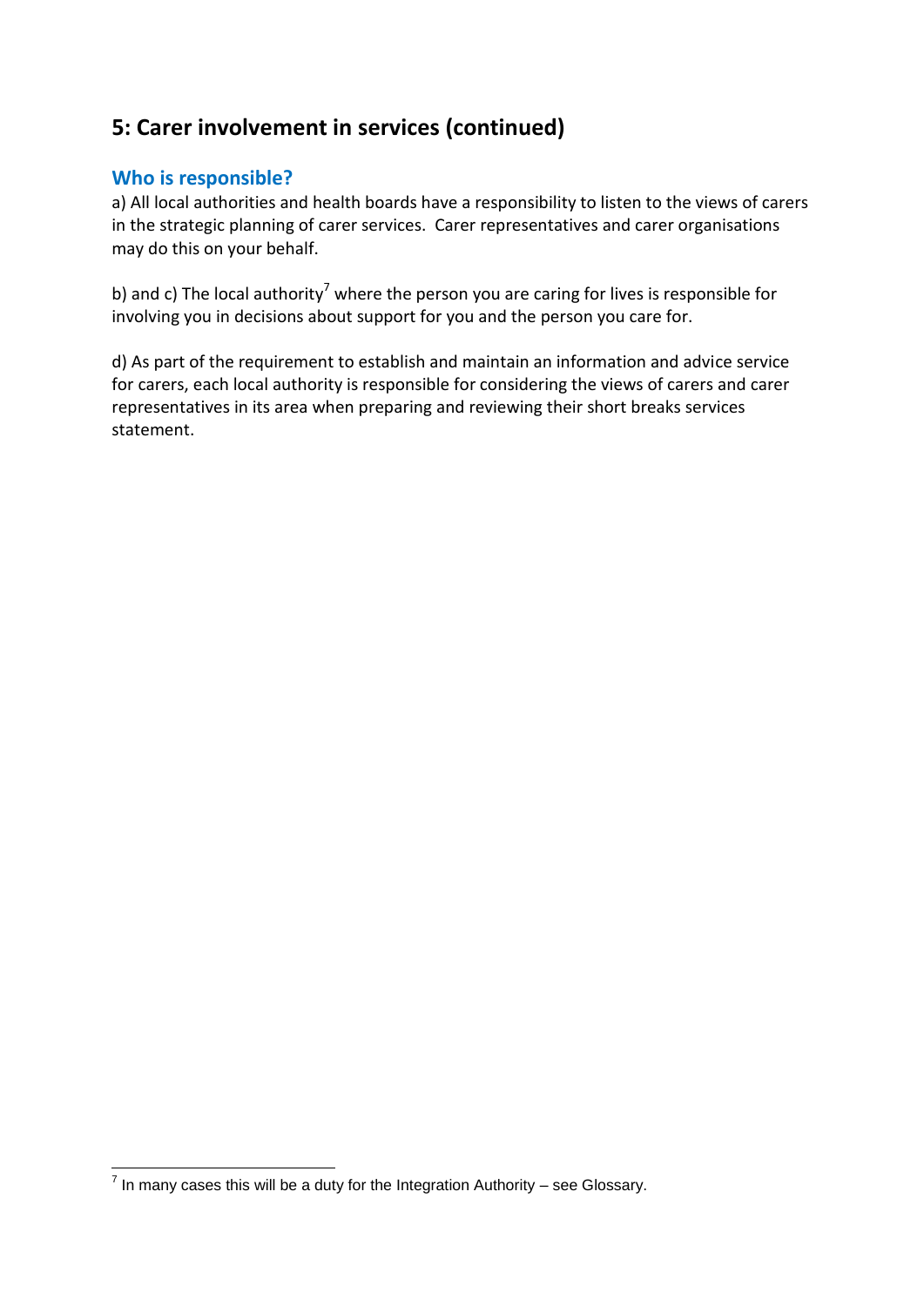## 5: Carer involvement in services (continued)

### Who is responsible?

a) All local authorities and health boards have a responsibility to listen to the views of carers in the strategic planning of carer services. Carer representatives and carer organisations may do this on your behalf.

b) and c) The local authority[7] where the person you are caring for lives is responsible for involving you in decisions about support for you and the person you care for.

d) As part of the requirement to establish and maintain an information and advice service for carers, each local authority is responsible for considering the views of carers and carer representatives in its area when preparing and reviewing their short breaks services statement.

[7] In many cases this will be a duty for the Integration Authority – see Glossary.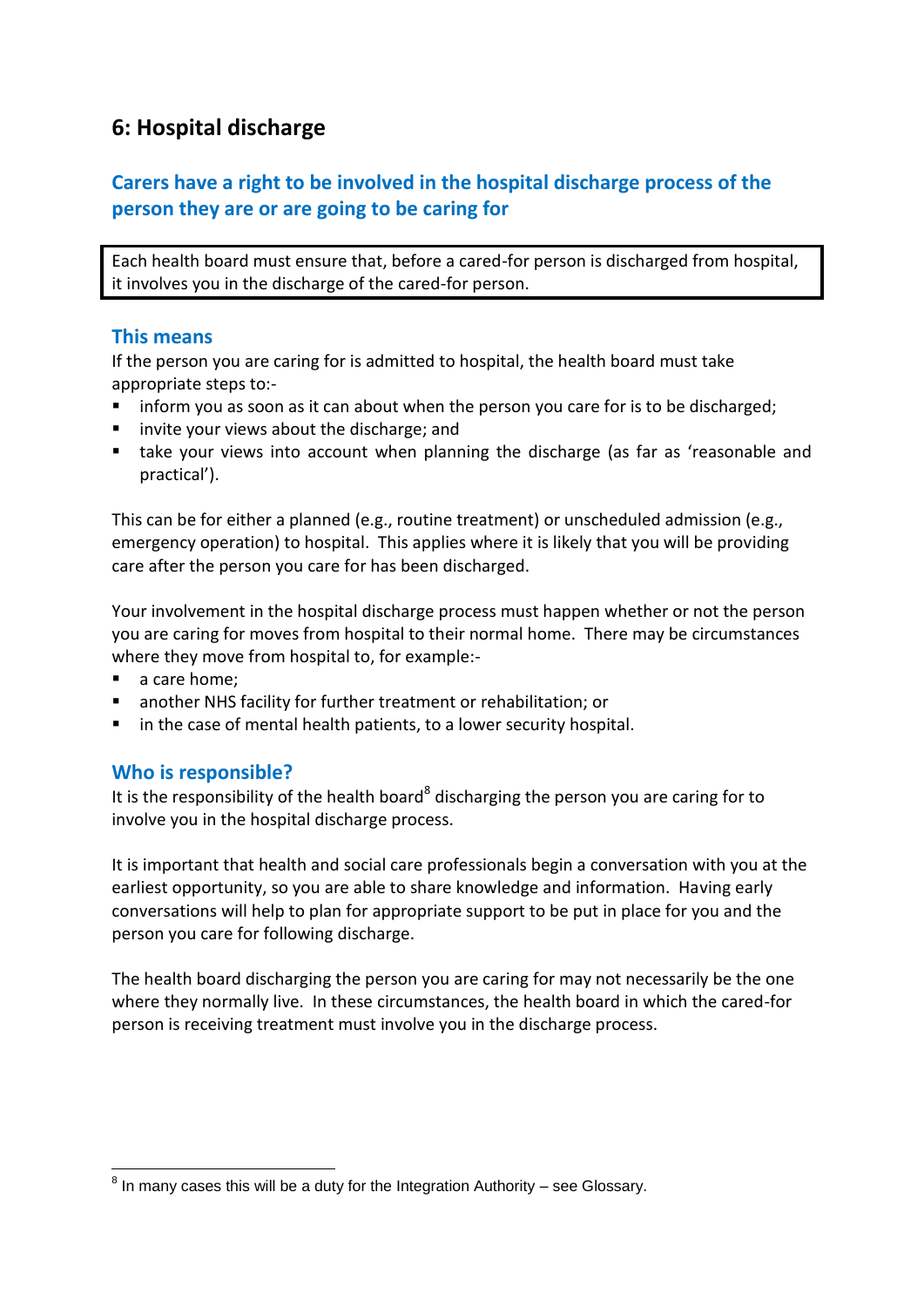## 6: Hospital discharge

### Carers have a right to be involved in the hospital discharge process of the person they are or are going to be caring for

Each health board must ensure that, before a cared-for person is discharged from hospital, it involves you in the discharge of the cared-for person.

### This means

If the person you are caring for is admitted to hospital, the health board must take appropriate steps to:-

- inform you as soon as it can about when the person you care for is to be discharged;
- invite your views about the discharge; and
- take your views into account when planning the discharge (as far as 'reasonable and practical').

This can be for either a planned (e.g., routine treatment) or unscheduled admission (e.g., emergency operation) to hospital. This applies where it is likely that you will be providing care after the person you care for has been discharged.

Your involvement in the hospital discharge process must happen whether or not the person you are caring for moves from hospital to their normal home. There may be circumstances where they move from hospital to, for example:-

- a care home;
- another NHS facility for further treatment or rehabilitation; or
- in the case of mental health patients, to a lower security hospital.

### Who is responsible?

It is the responsibility of the health board[8] discharging the person you are caring for to involve you in the hospital discharge process.

It is important that health and social care professionals begin a conversation with you at the earliest opportunity, so you are able to share knowledge and information. Having early conversations will help to plan for appropriate support to be put in place for you and the person you care for following discharge.

The health board discharging the person you are caring for may not necessarily be the one where they normally live. In these circumstances, the health board in which the cared-for person is receiving treatment must involve you in the discharge process.

---

[8] In many cases this will be a duty for the Integration Authority – see Glossary.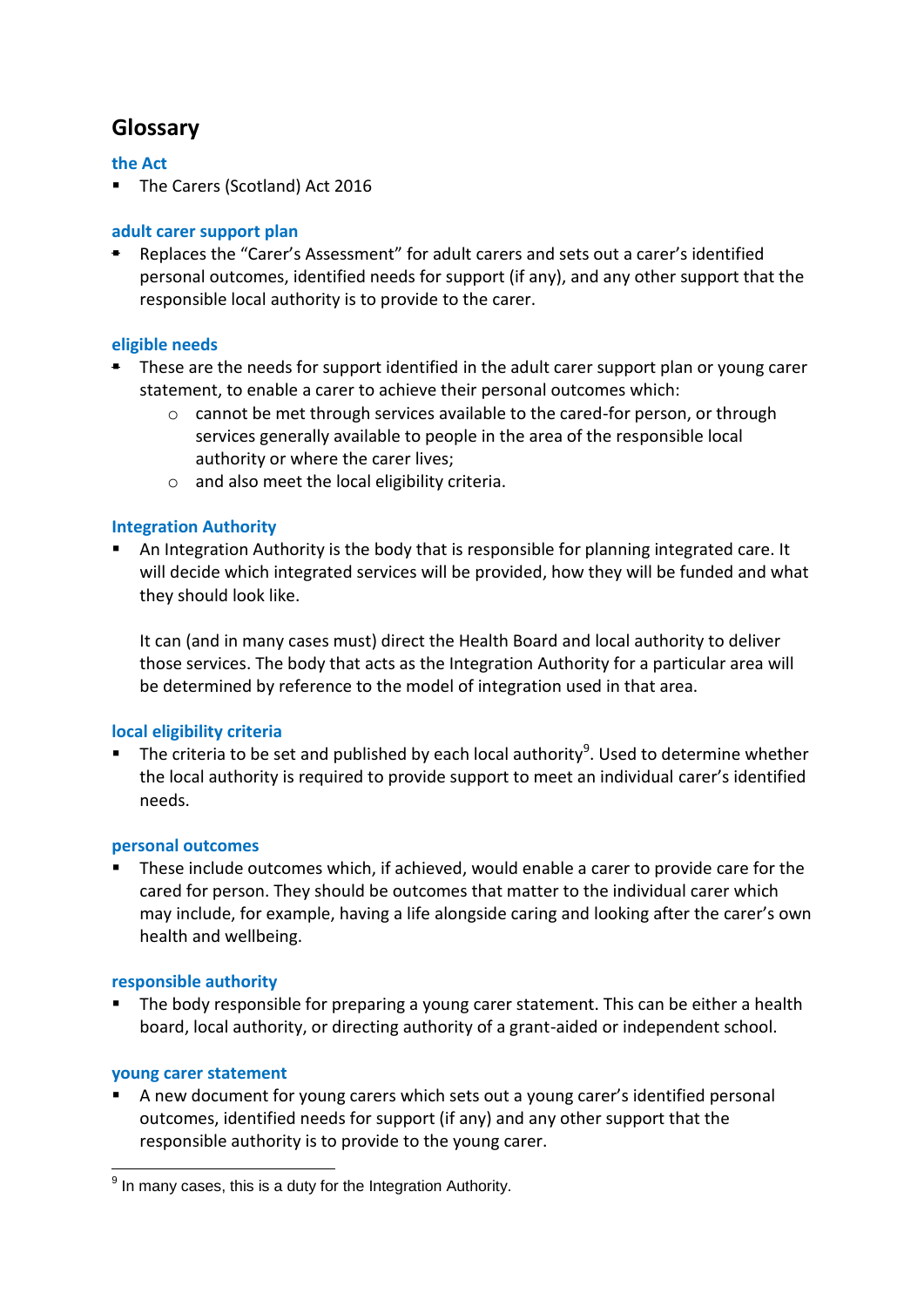# Glossary

### the Act

- The Carers (Scotland) Act 2016

### adult carer support plan

- Replaces the "Carer's Assessment" for adult carers and sets out a carer's identified personal outcomes, identified needs for support (if any), and any other support that the responsible local authority is to provide to the carer.

### eligible needs

- These are the needs for support identified in the adult carer support plan or young carer statement, to enable a carer to achieve their personal outcomes which:
    - cannot be met through services available to the cared-for person, or through services generally available to people in the area of the responsible local authority or where the carer lives;
    - and also meet the local eligibility criteria.

### Integration Authority

- An Integration Authority is the body that is responsible for planning integrated care. It will decide which integrated services will be provided, how they will be funded and what they should look like.

  It can (and in many cases must) direct the Health Board and local authority to deliver those services. The body that acts as the Integration Authority for a particular area will be determined by reference to the model of integration used in that area.

### local eligibility criteria

- The criteria to be set and published by each local authority[9]. Used to determine whether the local authority is required to provide support to meet an individual carer's identified needs.

### personal outcomes

- These include outcomes which, if achieved, would enable a carer to provide care for the cared for person. They should be outcomes that matter to the individual carer which may include, for example, having a life alongside caring and looking after the carer's own health and wellbeing.

### responsible authority

- The body responsible for preparing a young carer statement. This can be either a health board, local authority, or directing authority of a grant-aided or independent school.

### young carer statement

- A new document for young carers which sets out a young carer's identified personal outcomes, identified needs for support (if any) and any other support that the responsible authority is to provide to the young carer.

---

[9] In many cases, this is a duty for the Integration Authority.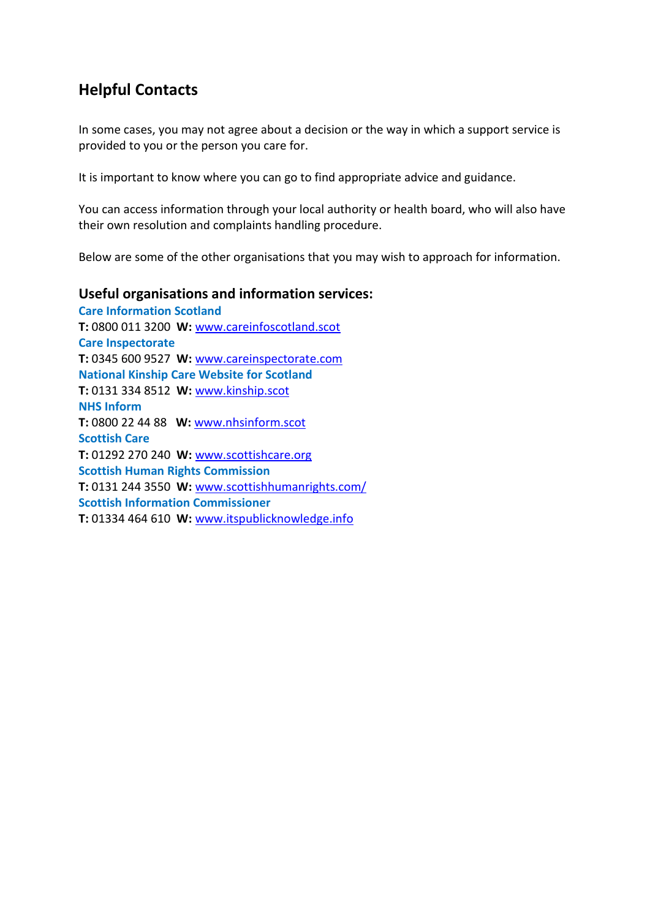## Helpful Contacts

In some cases, you may not agree about a decision or the way in which a support service is provided to you or the person you care for.

It is important to know where you can go to find appropriate advice and guidance.

You can access information through your local authority or health board, who will also have their own resolution and complaints handling procedure.

Below are some of the other organisations that you may wish to approach for information.

### Useful organisations and information services:

**Care Information Scotland**
**T:** 0800 011 3200 **W:** www.careinfoscotland.scot

**Care Inspectorate**
**T:** 0345 600 9527 **W:** www.careinspectorate.com

**National Kinship Care Website for Scotland**
**T:** 0131 334 8512 **W:** www.kinship.scot

**NHS Inform**
**T:** 0800 22 44 88 **W:** www.nhsinform.scot

**Scottish Care**
**T:** 01292 270 240 **W:** www.scottishcare.org

**Scottish Human Rights Commission**
**T:** 0131 244 3550 **W:** www.scottishhumanrights.com/

**Scottish Information Commissioner**
**T:** 01334 464 610 **W:** www.itspublicknowledge.info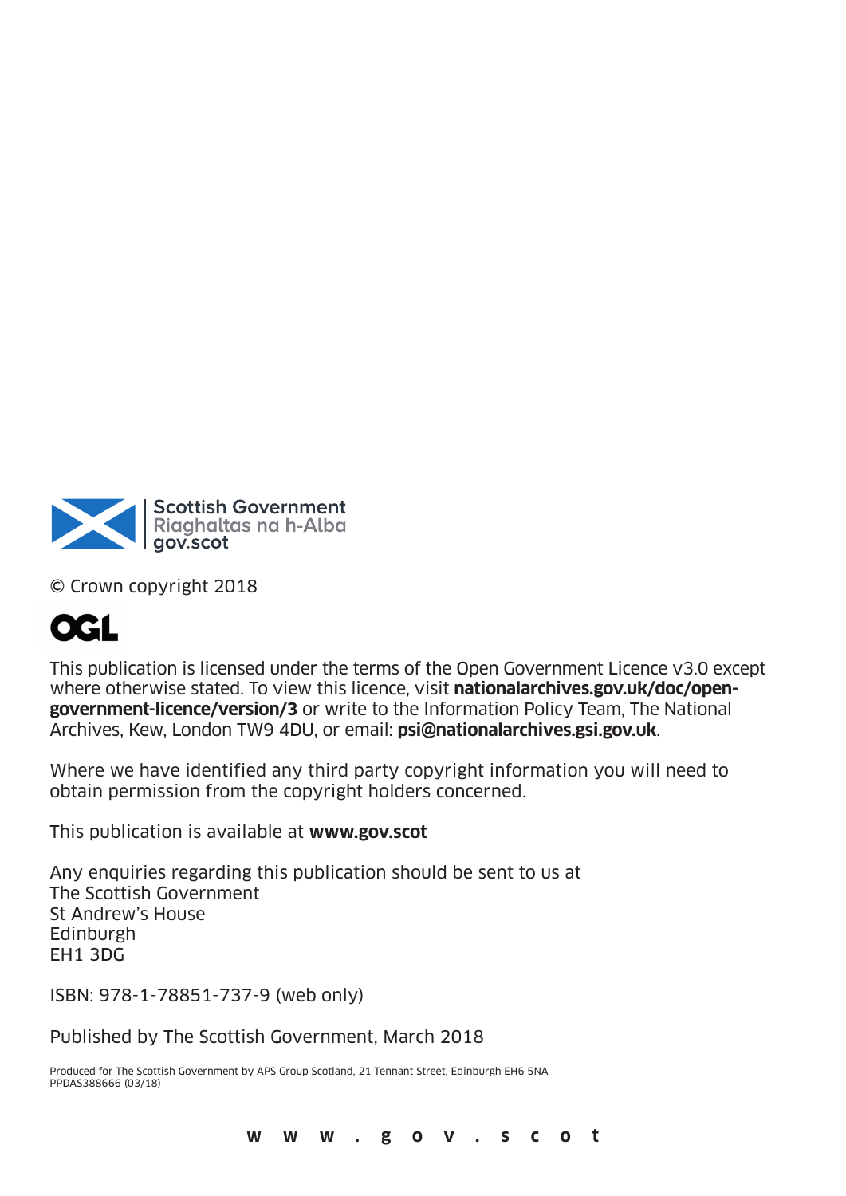Scottish Government
Riaghaltas na h-Alba
gov.scot

© Crown copyright 2018

OGL

This publication is licensed under the terms of the Open Government Licence v3.0 except where otherwise stated. To view this licence, visit **nationalarchives.gov.uk/doc/open-government-licence/version/3** or write to the Information Policy Team, The National Archives, Kew, London TW9 4DU, or email: **psi@nationalarchives.gsi.gov.uk**.

Where we have identified any third party copyright information you will need to obtain permission from the copyright holders concerned.

This publication is available at **www.gov.scot**

Any enquiries regarding this publication should be sent to us at
The Scottish Government
St Andrew's House
Edinburgh
EH1 3DG

ISBN: 978-1-78851-737-9 (web only)

Published by The Scottish Government, March 2018

Produced for The Scottish Government by APS Group Scotland, 21 Tennant Street, Edinburgh EH6 5NA
PPDAS388666 (03/18)

**w w w . g o v . s c o t**